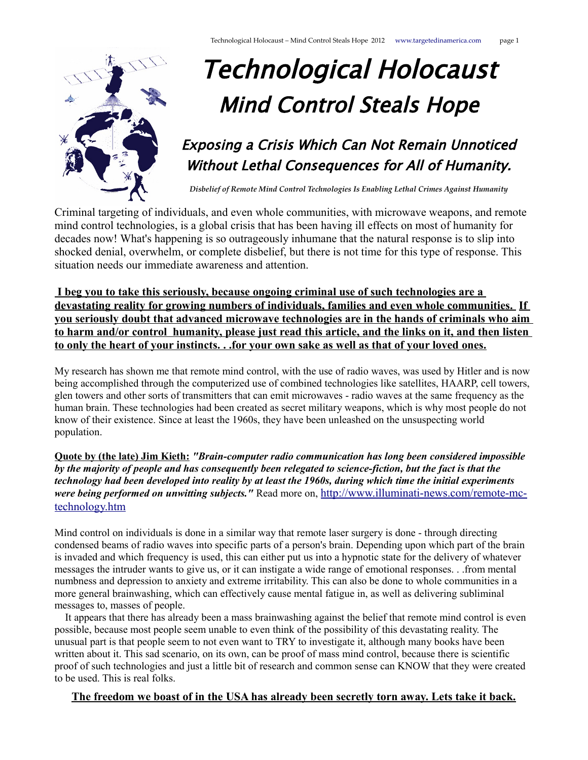# Technological Holocaust
## Mind Control Steals Hope

### Exposing a Crisis Which Can Not Remain Unnoticed Without Lethal Consequences for All of Humanity.

***Disbelief of Remote Mind Control Technologies Is Enabling Lethal Crimes Against Humanity***

Criminal targeting of individuals, and even whole communities, with microwave weapons, and remote mind control technologies, is a global crisis that has been having ill effects on most of humanity for decades now! What's happening is so outrageously inhumane that the natural response is to slip into shocked denial, overwhelm, or complete disbelief, but there is not time for this type of response. This situation needs our immediate awareness and attention.

**I beg you to take this seriously, because ongoing criminal use of such technologies are a devastating reality for growing numbers of individuals, families and even whole communities. If you seriously doubt that advanced microwave technologies are in the hands of criminals who aim to harm and/or control humanity, please just read this article, and the links on it, and then listen to only the heart of your instincts. . .for your own sake as well as that of your loved ones.**

My research has shown me that remote mind control, with the use of radio waves, was used by Hitler and is now being accomplished through the computerized use of combined technologies like satellites, HAARP, cell towers, glen towers and other sorts of transmitters that can emit microwaves - radio waves at the same frequency as the human brain. These technologies had been created as secret military weapons, which is why most people do not know of their existence. Since at least the 1960s, they have been unleashed on the unsuspecting world population.

**Quote by (the late) Jim Kieth:** ***"Brain-computer radio communication has long been considered impossible by the majority of people and has consequently been relegated to science-fiction, but the fact is that the technology had been developed into reality by at least the 1960s, during which time the initial experiments were being performed on unwitting subjects."*** Read more on, http://www.illuminati-news.com/remote-mc-technology.htm

Mind control on individuals is done in a similar way that remote laser surgery is done - through directing condensed beams of radio waves into specific parts of a person's brain. Depending upon which part of the brain is invaded and which frequency is used, this can either put us into a hypnotic state for the delivery of whatever messages the intruder wants to give us, or it can instigate a wide range of emotional responses. . .from mental numbness and depression to anxiety and extreme irritability. This can also be done to whole communities in a more general brainwashing, which can effectively cause mental fatigue in, as well as delivering subliminal messages to, masses of people.

It appears that there has already been a mass brainwashing against the belief that remote mind control is even possible, because most people seem unable to even think of the possibility of this devastating reality. The unusual part is that people seem to not even want to TRY to investigate it, although many books have been written about it. This sad scenario, on its own, can be proof of mass mind control, because there is scientific proof of such technologies and just a little bit of research and common sense can KNOW that they were created to be used. This is real folks.

**The freedom we boast of in the USA has already been secretly torn away. Lets take it back.**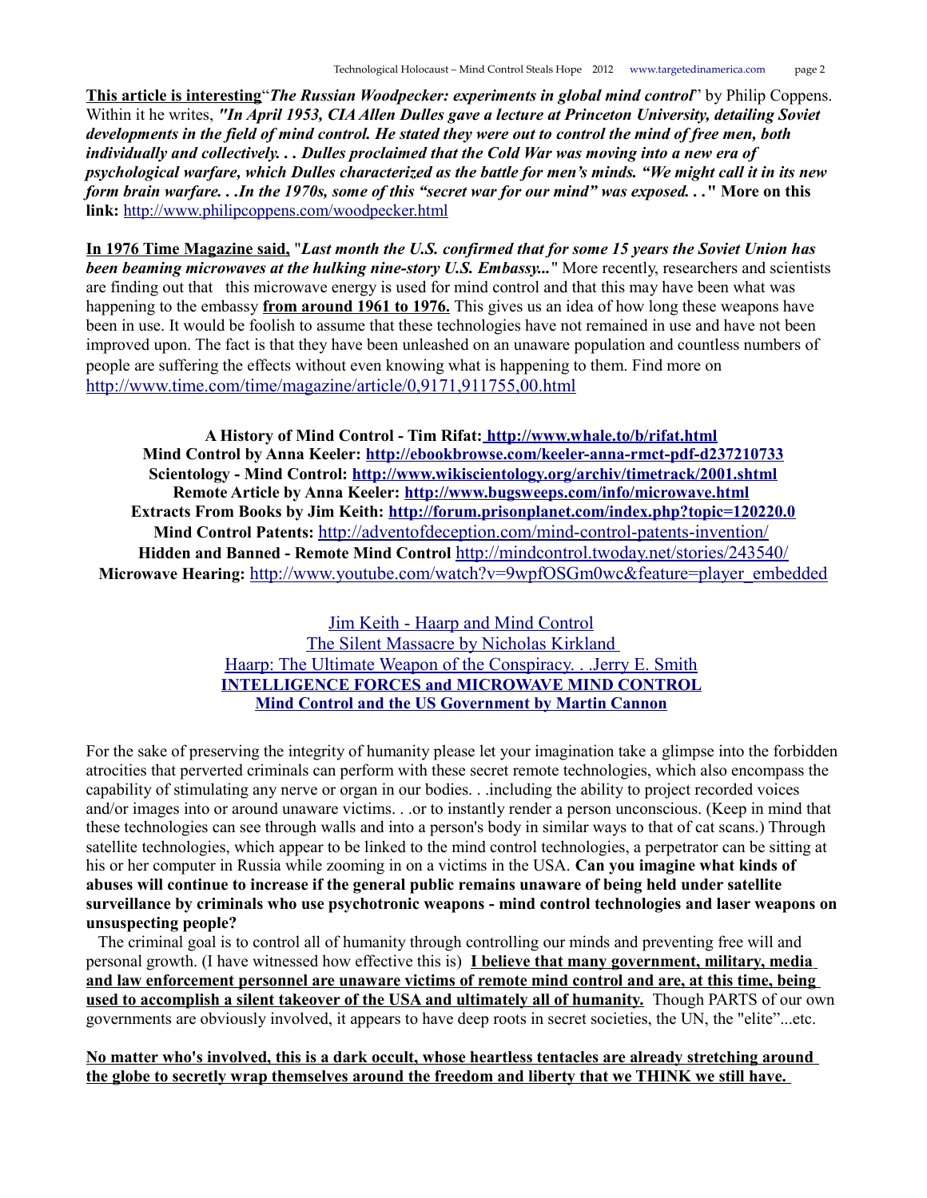**This article is interesting**"***The Russian Woodpecker: experiments in global mind control***" by Philip Coppens. Within it he writes, ***"In April 1953, CIA Allen Dulles gave a lecture at Princeton University, detailing Soviet developments in the field of mind control. He stated they were out to control the mind of free men, both individually and collectively. . . Dulles proclaimed that the Cold War was moving into a new era of psychological warfare, which Dulles characterized as the battle for men's minds. "We might call it in its new form brain warfare. . .In the 1970s, some of this "secret war for our mind" was exposed. . ."*** **More on this link:** http://www.philipcoppens.com/woodpecker.html

**In 1976 Time Magazine said,** "***Last month the U.S. confirmed that for some 15 years the Soviet Union has been beaming microwaves at the hulking nine-story U.S. Embassy...***" More recently, researchers and scientists are finding out that this microwave energy is used for mind control and that this may have been what was happening to the embassy **from around 1961 to 1976.** This gives us an idea of how long these weapons have been in use. It would be foolish to assume that these technologies have not remained in use and have not been improved upon. The fact is that they have been unleashed on an unaware population and countless numbers of people are suffering the effects without even knowing what is happening to them. Find more on http://www.time.com/time/magazine/article/0,9171,911755,00.html

**A History of Mind Control - Tim Rifat: http://www.whale.to/b/rifat.html**
**Mind Control by Anna Keeler: http://ebookbrowse.com/keeler-anna-rmct-pdf-d237210733**
**Scientology - Mind Control: http://www.wikiscientology.org/archiv/timetrack/2001.shtml**
**Remote Article by Anna Keeler: http://www.bugsweeps.com/info/microwave.html**
**Extracts From Books by Jim Keith: http://forum.prisonplanet.com/index.php?topic=120220.0**
**Mind Control Patents:** http://adventofdeception.com/mind-control-patents-invention/
**Hidden and Banned - Remote Mind Control** http://mindcontrol.twoday.net/stories/243540/
**Microwave Hearing:** http://www.youtube.com/watch?v=9wpfOSGm0wc&feature=player_embedded

Jim Keith - Haarp and Mind Control
The Silent Massacre by Nicholas Kirkland
Haarp: The Ultimate Weapon of the Conspiracy. . .Jerry E. Smith
**INTELLIGENCE FORCES and MICROWAVE MIND CONTROL**
**Mind Control and the US Government by Martin Cannon**

For the sake of preserving the integrity of humanity please let your imagination take a glimpse into the forbidden atrocities that perverted criminals can perform with these secret remote technologies, which also encompass the capability of stimulating any nerve or organ in our bodies. . .including the ability to project recorded voices and/or images into or around unaware victims. . .or to instantly render a person unconscious. (Keep in mind that these technologies can see through walls and into a person's body in similar ways to that of cat scans.) Through satellite technologies, which appear to be linked to the mind control technologies, a perpetrator can be sitting at his or her computer in Russia while zooming in on a victims in the USA. **Can you imagine what kinds of abuses will continue to increase if the general public remains unaware of being held under satellite surveillance by criminals who use psychotronic weapons - mind control technologies and laser weapons on unsuspecting people?**

The criminal goal is to control all of humanity through controlling our minds and preventing free will and personal growth. (I have witnessed how effective this is) **I believe that many government, military, media and law enforcement personnel are unaware victims of remote mind control and are, at this time, being used to accomplish a silent takeover of the USA and ultimately all of humanity.** Though PARTS of our own governments are obviously involved, it appears to have deep roots in secret societies, the UN, the "elite"...etc.

**No matter who's involved, this is a dark occult, whose heartless tentacles are already stretching around the globe to secretly wrap themselves around the freedom and liberty that we THINK we still have.**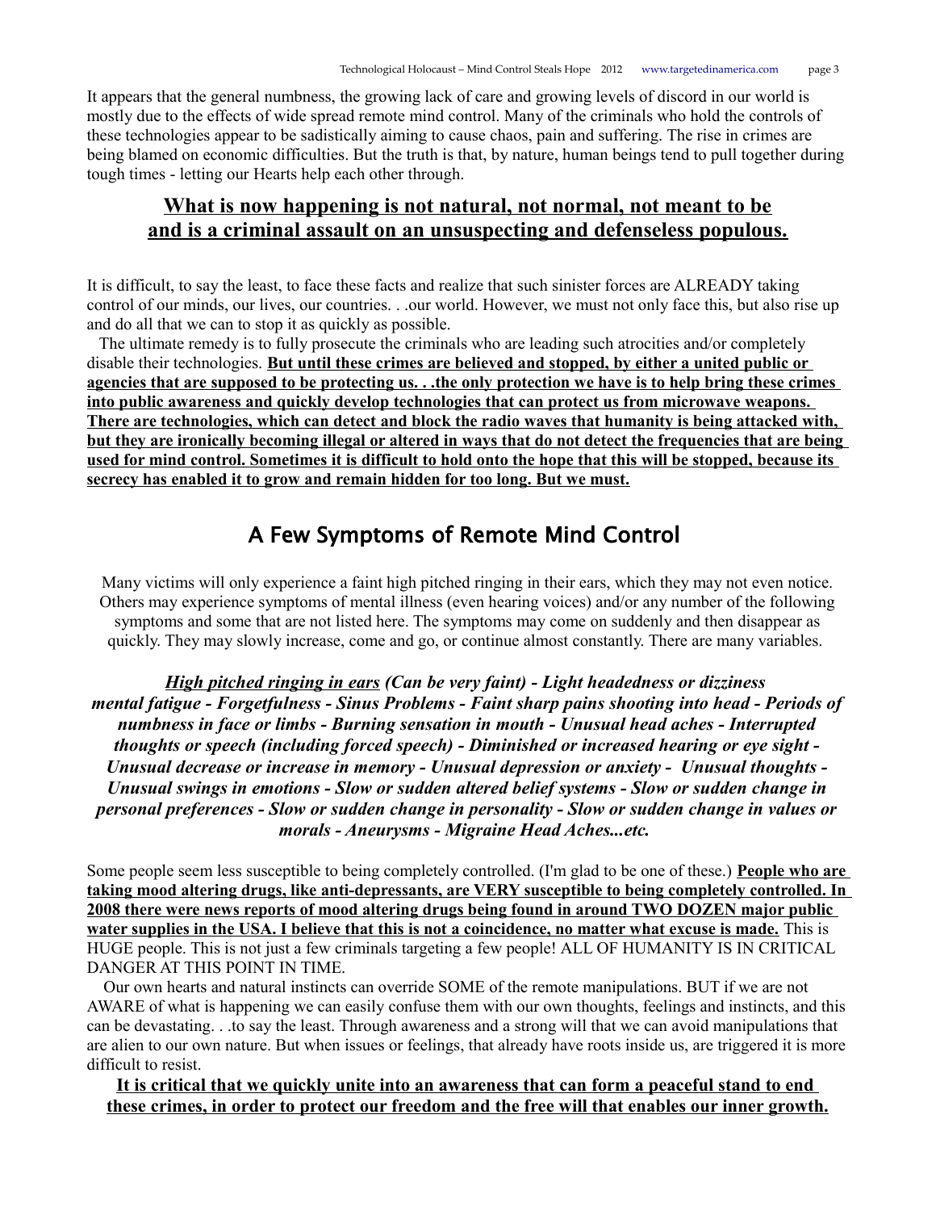It appears that the general numbness, the growing lack of care and growing levels of discord in our world is mostly due to the effects of wide spread remote mind control. Many of the criminals who hold the controls of these technologies appear to be sadistically aiming to cause chaos, pain and suffering. The rise in crimes are being blamed on economic difficulties. But the truth is that, by nature, human beings tend to pull together during tough times - letting our Hearts help each other through.

**What is now happening is not natural, not normal, not meant to be and is a criminal assault on an unsuspecting and defenseless populous.**

It is difficult, to say the least, to face these facts and realize that such sinister forces are ALREADY taking control of our minds, our lives, our countries. . .our world. However, we must not only face this, but also rise up and do all that we can to stop it as quickly as possible.

The ultimate remedy is to fully prosecute the criminals who are leading such atrocities and/or completely disable their technologies. **But until these crimes are believed and stopped, by either a united public or agencies that are supposed to be protecting us. . .the only protection we have is to help bring these crimes into public awareness and quickly develop technologies that can protect us from microwave weapons. There are technologies, which can detect and block the radio waves that humanity is being attacked with, but they are ironically becoming illegal or altered in ways that do not detect the frequencies that are being used for mind control. Sometimes it is difficult to hold onto the hope that this will be stopped, because its secrecy has enabled it to grow and remain hidden for too long. But we must.**

## A Few Symptoms of Remote Mind Control

Many victims will only experience a faint high pitched ringing in their ears, which they may not even notice. Others may experience symptoms of mental illness (even hearing voices) and/or any number of the following symptoms and some that are not listed here. The symptoms may come on suddenly and then disappear as quickly. They may slowly increase, come and go, or continue almost constantly. There are many variables.

***High pitched ringing in ears* (Can be very faint) - Light headedness or dizziness mental fatigue - Forgetfulness - Sinus Problems - Faint sharp pains shooting into head - Periods of numbness in face or limbs - Burning sensation in mouth - Unusual head aches - Interrupted thoughts or speech (including forced speech) - Diminished or increased hearing or eye sight - Unusual decrease or increase in memory - Unusual depression or anxiety - Unusual thoughts - Unusual swings in emotions - Slow or sudden altered belief systems - Slow or sudden change in personal preferences - Slow or sudden change in personality - Slow or sudden change in values or morals - Aneurysms - Migraine Head Aches...etc.**

Some people seem less susceptible to being completely controlled. (I'm glad to be one of these.) **People who are taking mood altering drugs, like anti-depressants, are VERY susceptible to being completely controlled. In 2008 there were news reports of mood altering drugs being found in around TWO DOZEN major public water supplies in the USA. I believe that this is not a coincidence, no matter what excuse is made.** This is HUGE people. This is not just a few criminals targeting a few people! ALL OF HUMANITY IS IN CRITICAL DANGER AT THIS POINT IN TIME.

Our own hearts and natural instincts can override SOME of the remote manipulations. BUT if we are not AWARE of what is happening we can easily confuse them with our own thoughts, feelings and instincts, and this can be devastating. . .to say the least. Through awareness and a strong will that we can avoid manipulations that are alien to our own nature. But when issues or feelings, that already have roots inside us, are triggered it is more difficult to resist.

**It is critical that we quickly unite into an awareness that can form a peaceful stand to end these crimes, in order to protect our freedom and the free will that enables our inner growth.**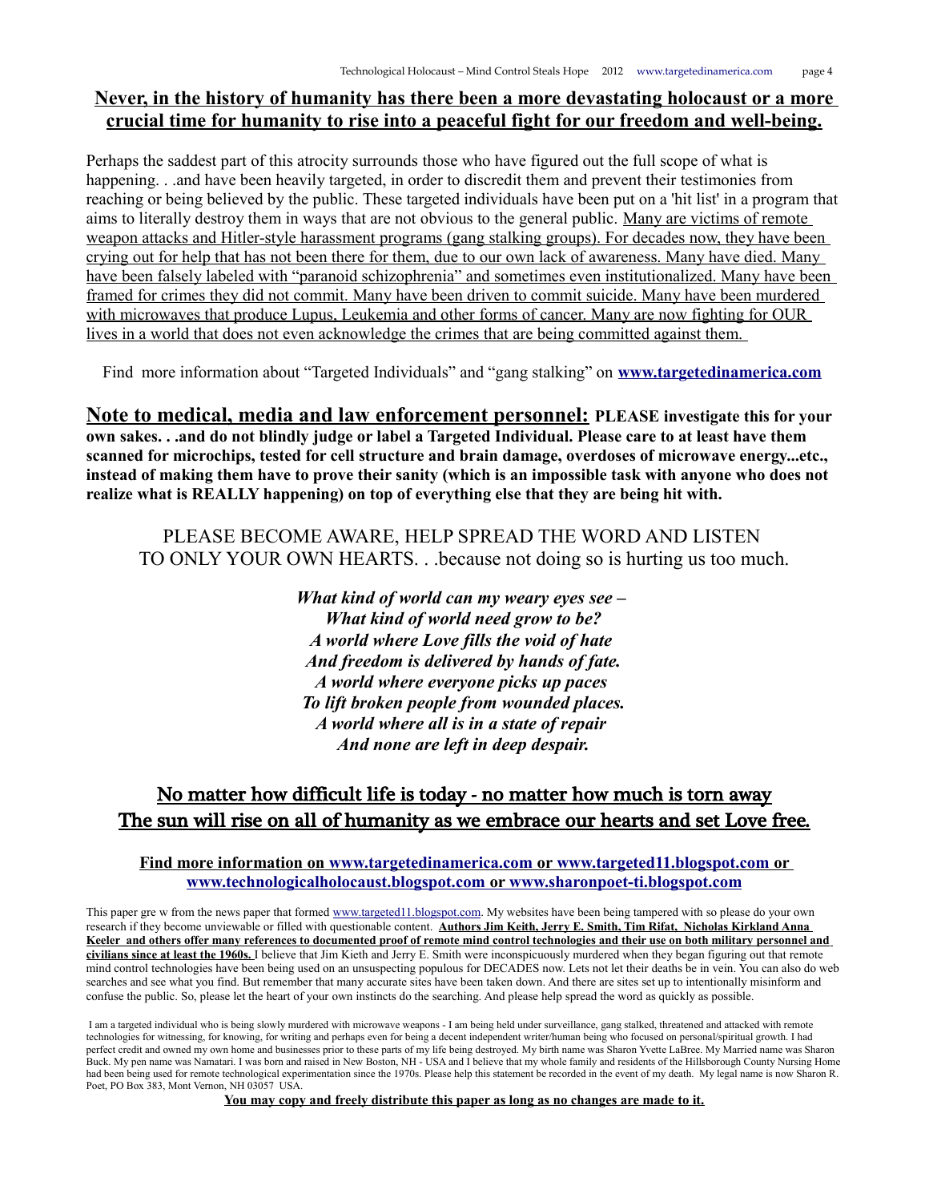## Never, in the history of humanity has there been a more devastating holocaust or a more crucial time for humanity to rise into a peaceful fight for our freedom and well-being.

Perhaps the saddest part of this atrocity surrounds those who have figured out the full scope of what is happening. . .and have been heavily targeted, in order to discredit them and prevent their testimonies from reaching or being believed by the public. These targeted individuals have been put on a 'hit list' in a program that aims to literally destroy them in ways that are not obvious to the general public. Many are victims of remote weapon attacks and Hitler-style harassment programs (gang stalking groups). For decades now, they have been crying out for help that has not been there for them, due to our own lack of awareness. Many have died. Many have been falsely labeled with "paranoid schizophrenia" and sometimes even institutionalized. Many have been framed for crimes they did not commit. Many have been driven to commit suicide. Many have been murdered with microwaves that produce Lupus, Leukemia and other forms of cancer. Many are now fighting for OUR lives in a world that does not even acknowledge the crimes that are being committed against them.

Find more information about "Targeted Individuals" and "gang stalking" on **www.targetedinamerica.com**

**Note to medical, media and law enforcement personnel: PLEASE investigate this for your own sakes. . .and do not blindly judge or label a Targeted Individual. Please care to at least have them scanned for microchips, tested for cell structure and brain damage, overdoses of microwave energy...etc., instead of making them have to prove their sanity (which is an impossible task with anyone who does not realize what is REALLY happening) on top of everything else that they are being hit with.**

PLEASE BECOME AWARE, HELP SPREAD THE WORD AND LISTEN TO ONLY YOUR OWN HEARTS. . .because not doing so is hurting us too much.

***What kind of world can my weary eyes see –***
***What kind of world need grow to be?***
***A world where Love fills the void of hate***
***And freedom is delivered by hands of fate.***
***A world where everyone picks up paces***
***To lift broken people from wounded places.***
***A world where all is in a state of repair***
***And none are left in deep despair.***

## No matter how difficult life is today - no matter how much is torn away The sun will rise on all of humanity as we embrace our hearts and set Love free.

**Find more information on www.targetedinamerica.com or www.targeted11.blogspot.com or www.technologicalholocaust.blogspot.com or www.sharonpoet-ti.blogspot.com**

This paper gre w from the news paper that formed www.targeted11.blogspot.com. My websites have been being tampered with so please do your own research if they become unviewable or filled with questionable content. **Authors Jim Keith, Jerry E. Smith, Tim Rifat, Nicholas Kirkland Anna Keeler and others offer many references to documented proof of remote mind control technologies and their use on both military personnel and civilians since at least the 1960s.** I believe that Jim Kieth and Jerry E. Smith were inconspicuously murdered when they began figuring out that remote mind control technologies have been being used on an unsuspecting populous for DECADES now. Lets not let their deaths be in vein. You can also do web searches and see what you find. But remember that many accurate sites have been taken down. And there are sites set up to intentionally misinform and confuse the public. So, please let the heart of your own instincts do the searching. And please help spread the word as quickly as possible.

I am a targeted individual who is being slowly murdered with microwave weapons - I am being held under surveillance, gang stalked, threatened and attacked with remote technologies for witnessing, for knowing, for writing and perhaps even for being a decent independent writer/human being who focused on personal/spiritual growth. I had perfect credit and owned my own home and businesses prior to these parts of my life being destroyed. My birth name was Sharon Yvette LaBree. My Married name was Sharon Buck. My pen name was Namatari. I was born and raised in New Boston, NH - USA and I believe that my whole family and residents of the Hillsborough County Nursing Home had been being used for remote technological experimentation since the 1970s. Please help this statement be recorded in the event of my death. My legal name is now Sharon R. Poet, PO Box 383, Mont Vernon, NH 03057 USA.

**You may copy and freely distribute this paper as long as no changes are made to it.**